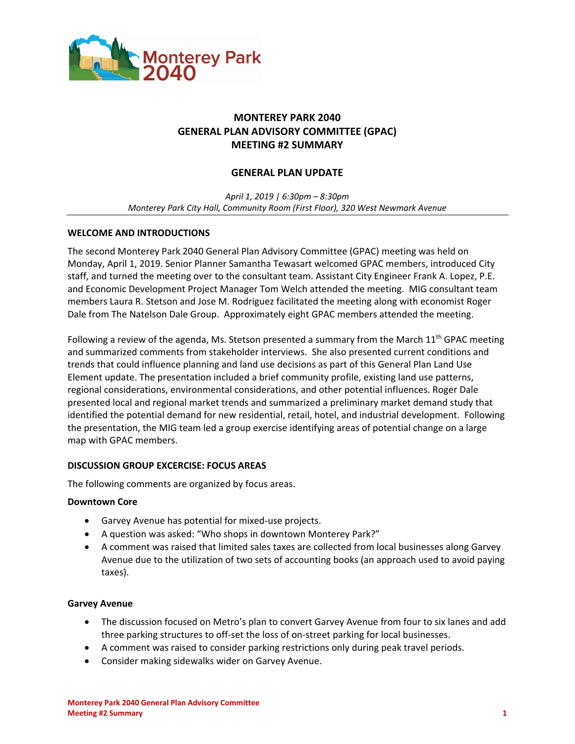# MONTEREY PARK 2040
# GENERAL PLAN ADVISORY COMMITTEE (GPAC)
# MEETING #2 SUMMARY

## GENERAL PLAN UPDATE

*April 1, 2019 | 6:30pm – 8:30pm*
*Monterey Park City Hall, Community Room (First Floor), 320 West Newmark Avenue*

---

### WELCOME AND INTRODUCTIONS

The second Monterey Park 2040 General Plan Advisory Committee (GPAC) meeting was held on Monday, April 1, 2019. Senior Planner Samantha Tewasart welcomed GPAC members, introduced City staff, and turned the meeting over to the consultant team. Assistant City Engineer Frank A. Lopez, P.E. and Economic Development Project Manager Tom Welch attended the meeting. MIG consultant team members Laura R. Stetson and Jose M. Rodriguez facilitated the meeting along with economist Roger Dale from The Natelson Dale Group. Approximately eight GPAC members attended the meeting.

Following a review of the agenda, Ms. Stetson presented a summary from the March 11th GPAC meeting and summarized comments from stakeholder interviews. She also presented current conditions and trends that could influence planning and land use decisions as part of this General Plan Land Use Element update. The presentation included a brief community profile, existing land use patterns, regional considerations, environmental considerations, and other potential influences. Roger Dale presented local and regional market trends and summarized a preliminary market demand study that identified the potential demand for new residential, retail, hotel, and industrial development. Following the presentation, the MIG team led a group exercise identifying areas of potential change on a large map with GPAC members.

### DISCUSSION GROUP EXCERCISE: FOCUS AREAS

The following comments are organized by focus areas.

**Downtown Core**

- Garvey Avenue has potential for mixed-use projects.
- A question was asked: "Who shops in downtown Monterey Park?"
- A comment was raised that limited sales taxes are collected from local businesses along Garvey Avenue due to the utilization of two sets of accounting books (an approach used to avoid paying taxes).

**Garvey Avenue**

- The discussion focused on Metro's plan to convert Garvey Avenue from four to six lanes and add three parking structures to off-set the loss of on-street parking for local businesses.
- A comment was raised to consider parking restrictions only during peak travel periods.
- Consider making sidewalks wider on Garvey Avenue.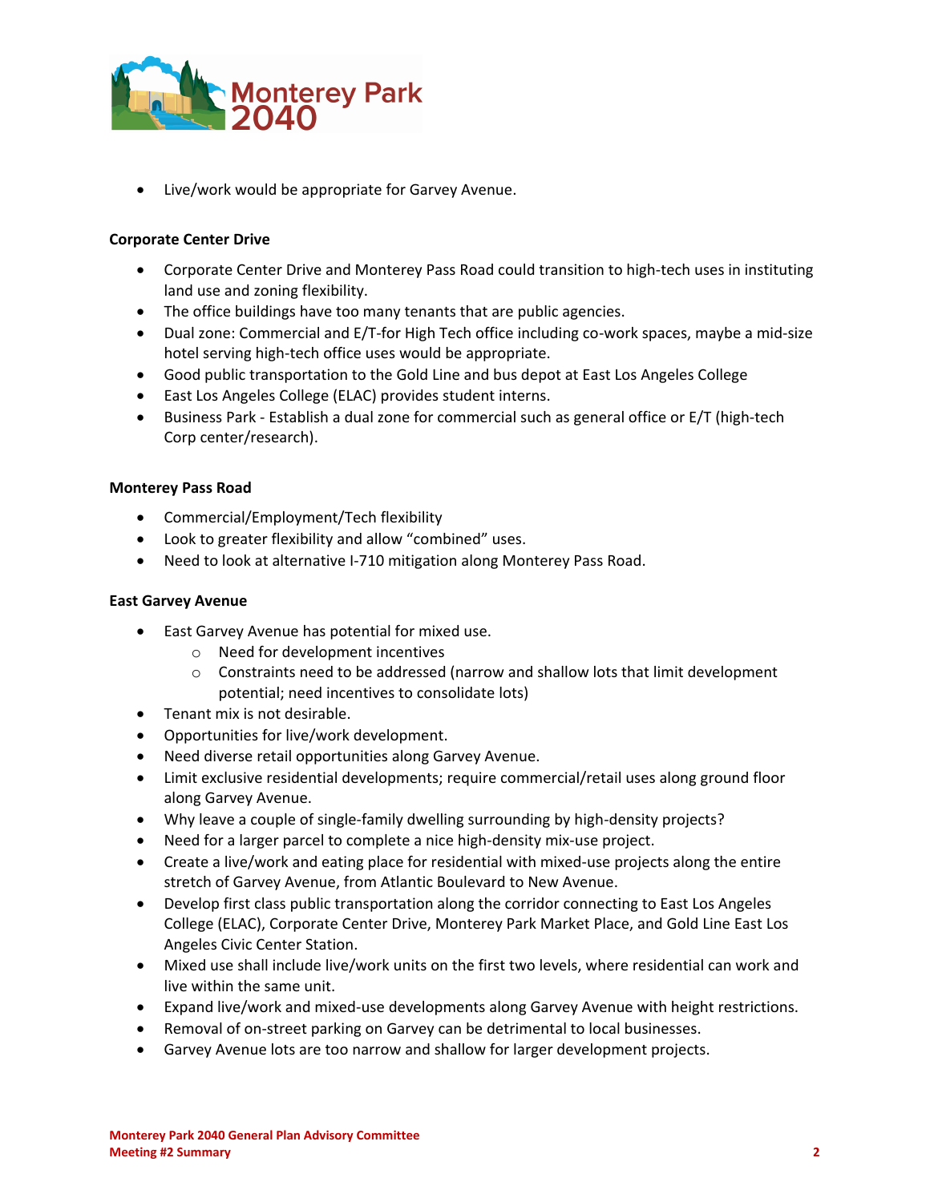- Live/work would be appropriate for Garvey Avenue.

**Corporate Center Drive**

- Corporate Center Drive and Monterey Pass Road could transition to high-tech uses in instituting land use and zoning flexibility.
- The office buildings have too many tenants that are public agencies.
- Dual zone: Commercial and E/T-for High Tech office including co-work spaces, maybe a mid-size hotel serving high-tech office uses would be appropriate.
- Good public transportation to the Gold Line and bus depot at East Los Angeles College
- East Los Angeles College (ELAC) provides student interns.
- Business Park - Establish a dual zone for commercial such as general office or E/T (high-tech Corp center/research).

**Monterey Pass Road**

- Commercial/Employment/Tech flexibility
- Look to greater flexibility and allow "combined" uses.
- Need to look at alternative I-710 mitigation along Monterey Pass Road.

**East Garvey Avenue**

- East Garvey Avenue has potential for mixed use.
  - Need for development incentives
  - Constraints need to be addressed (narrow and shallow lots that limit development potential; need incentives to consolidate lots)
- Tenant mix is not desirable.
- Opportunities for live/work development.
- Need diverse retail opportunities along Garvey Avenue.
- Limit exclusive residential developments; require commercial/retail uses along ground floor along Garvey Avenue.
- Why leave a couple of single-family dwelling surrounding by high-density projects?
- Need for a larger parcel to complete a nice high-density mix-use project.
- Create a live/work and eating place for residential with mixed-use projects along the entire stretch of Garvey Avenue, from Atlantic Boulevard to New Avenue.
- Develop first class public transportation along the corridor connecting to East Los Angeles College (ELAC), Corporate Center Drive, Monterey Park Market Place, and Gold Line East Los Angeles Civic Center Station.
- Mixed use shall include live/work units on the first two levels, where residential can work and live within the same unit.
- Expand live/work and mixed-use developments along Garvey Avenue with height restrictions.
- Removal of on-street parking on Garvey can be detrimental to local businesses.
- Garvey Avenue lots are too narrow and shallow for larger development projects.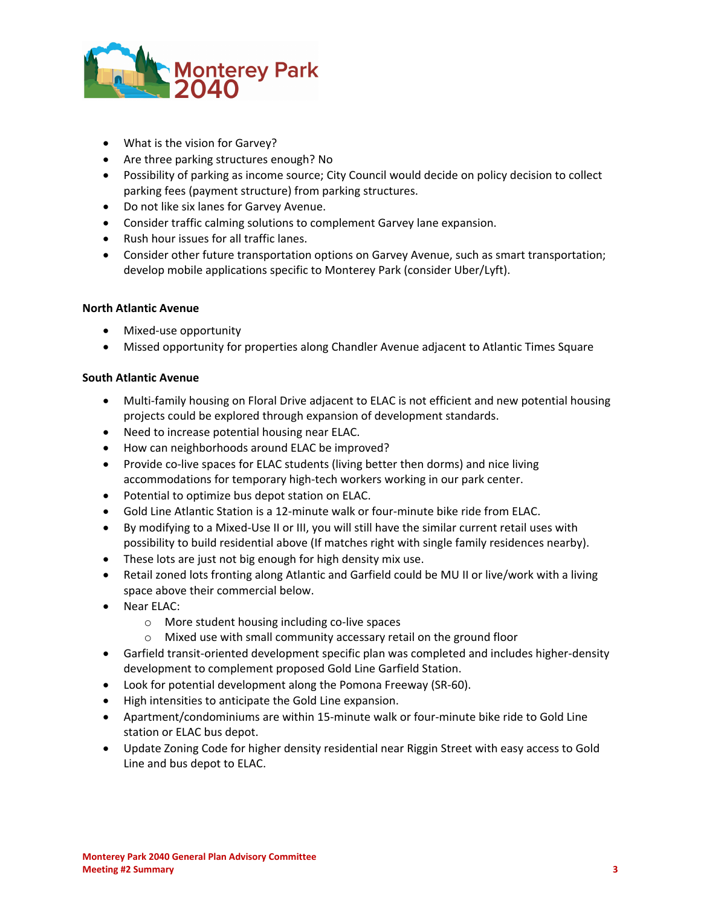- What is the vision for Garvey?
- Are three parking structures enough? No
- Possibility of parking as income source; City Council would decide on policy decision to collect parking fees (payment structure) from parking structures.
- Do not like six lanes for Garvey Avenue.
- Consider traffic calming solutions to complement Garvey lane expansion.
- Rush hour issues for all traffic lanes.
- Consider other future transportation options on Garvey Avenue, such as smart transportation; develop mobile applications specific to Monterey Park (consider Uber/Lyft).

**North Atlantic Avenue**

- Mixed-use opportunity
- Missed opportunity for properties along Chandler Avenue adjacent to Atlantic Times Square

**South Atlantic Avenue**

- Multi-family housing on Floral Drive adjacent to ELAC is not efficient and new potential housing projects could be explored through expansion of development standards.
- Need to increase potential housing near ELAC.
- How can neighborhoods around ELAC be improved?
- Provide co-live spaces for ELAC students (living better then dorms) and nice living accommodations for temporary high-tech workers working in our park center.
- Potential to optimize bus depot station on ELAC.
- Gold Line Atlantic Station is a 12-minute walk or four-minute bike ride from ELAC.
- By modifying to a Mixed-Use II or III, you will still have the similar current retail uses with possibility to build residential above (If matches right with single family residences nearby).
- These lots are just not big enough for high density mix use.
- Retail zoned lots fronting along Atlantic and Garfield could be MU II or live/work with a living space above their commercial below.
- Near ELAC:
  - More student housing including co-live spaces
  - Mixed use with small community accessary retail on the ground floor
- Garfield transit-oriented development specific plan was completed and includes higher-density development to complement proposed Gold Line Garfield Station.
- Look for potential development along the Pomona Freeway (SR-60).
- High intensities to anticipate the Gold Line expansion.
- Apartment/condominiums are within 15-minute walk or four-minute bike ride to Gold Line station or ELAC bus depot.
- Update Zoning Code for higher density residential near Riggin Street with easy access to Gold Line and bus depot to ELAC.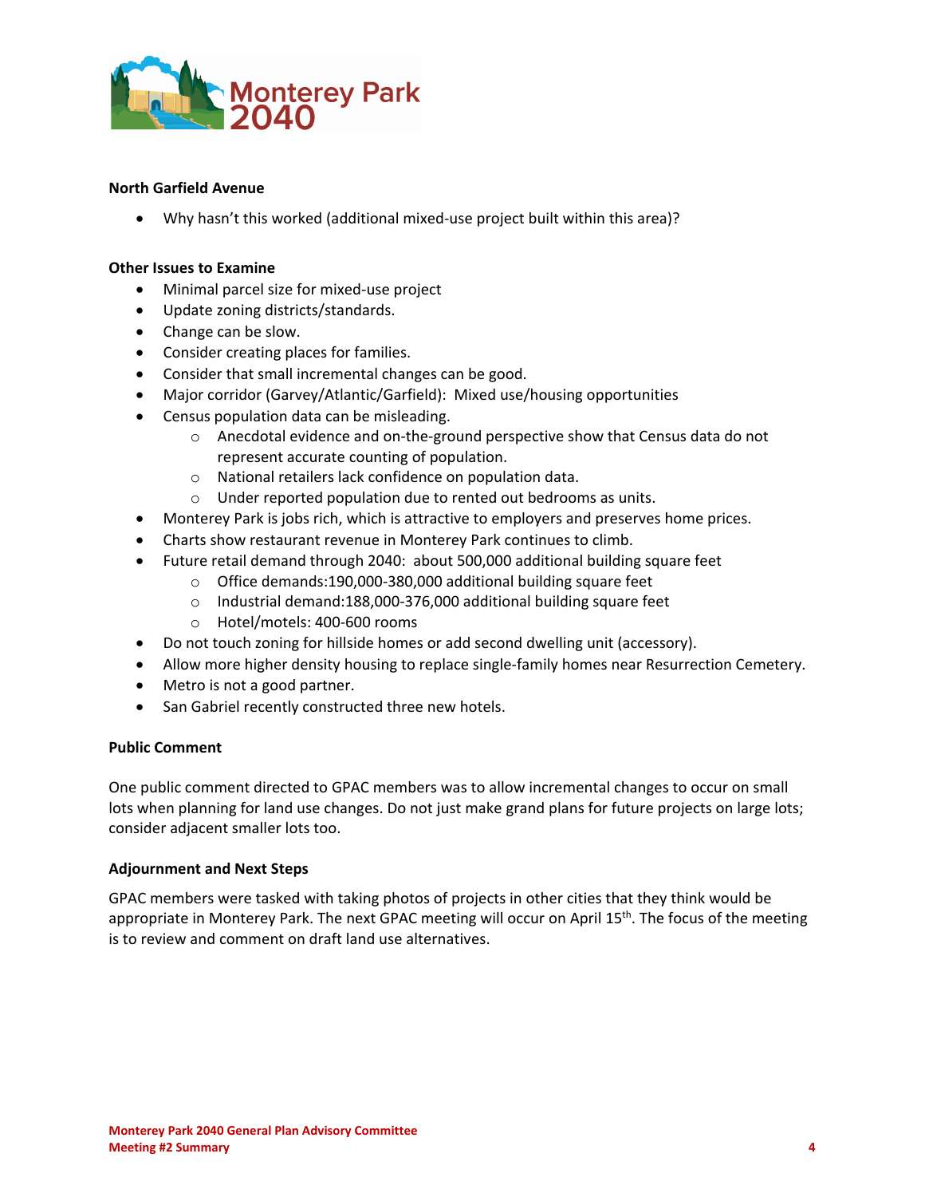**North Garfield Avenue**

- Why hasn't this worked (additional mixed-use project built within this area)?

**Other Issues to Examine**

- Minimal parcel size for mixed-use project
- Update zoning districts/standards.
- Change can be slow.
- Consider creating places for families.
- Consider that small incremental changes can be good.
- Major corridor (Garvey/Atlantic/Garfield): Mixed use/housing opportunities
- Census population data can be misleading.
  - Anecdotal evidence and on-the-ground perspective show that Census data do not represent accurate counting of population.
  - National retailers lack confidence on population data.
  - Under reported population due to rented out bedrooms as units.
- Monterey Park is jobs rich, which is attractive to employers and preserves home prices.
- Charts show restaurant revenue in Monterey Park continues to climb.
- Future retail demand through 2040: about 500,000 additional building square feet
  - Office demands:190,000-380,000 additional building square feet
  - Industrial demand:188,000-376,000 additional building square feet
  - Hotel/motels: 400-600 rooms
- Do not touch zoning for hillside homes or add second dwelling unit (accessory).
- Allow more higher density housing to replace single-family homes near Resurrection Cemetery.
- Metro is not a good partner.
- San Gabriel recently constructed three new hotels.

**Public Comment**

One public comment directed to GPAC members was to allow incremental changes to occur on small lots when planning for land use changes. Do not just make grand plans for future projects on large lots; consider adjacent smaller lots too.

**Adjournment and Next Steps**

GPAC members were tasked with taking photos of projects in other cities that they think would be appropriate in Monterey Park. The next GPAC meeting will occur on April 15th. The focus of the meeting is to review and comment on draft land use alternatives.